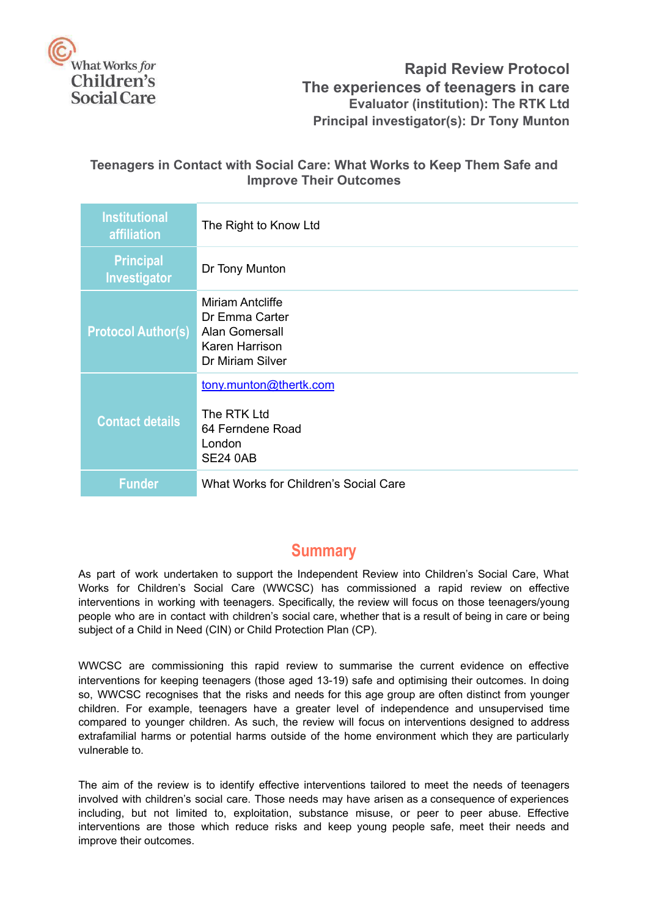What Works *for* Children's Social Care

# Rapid Review Protocol

## The experiences of teenagers in care

**Evaluator (institution): The RTK Ltd**

**Principal investigator(s): Dr Tony Munton**

### Teenagers in Contact with Social Care: What Works to Keep Them Safe and Improve Their Outcomes

| | |
|---|---|
| **Institutional affiliation** | The Right to Know Ltd |
| **Principal Investigator** | Dr Tony Munton |
| **Protocol Author(s)** | Miriam Antcliffe<br>Dr Emma Carter<br>Alan Gomersall<br>Karen Harrison<br>Dr Miriam Silver |
| **Contact details** | tony.munton@thertk.com<br><br>The RTK Ltd<br>64 Ferndene Road<br>London<br>SE24 0AB |
| **Funder** | What Works for Children's Social Care |

## Summary

As part of work undertaken to support the Independent Review into Children's Social Care, What Works for Children's Social Care (WWCSC) has commissioned a rapid review on effective interventions in working with teenagers. Specifically, the review will focus on those teenagers/young people who are in contact with children's social care, whether that is a result of being in care or being subject of a Child in Need (CIN) or Child Protection Plan (CP).

WWCSC are commissioning this rapid review to summarise the current evidence on effective interventions for keeping teenagers (those aged 13-19) safe and optimising their outcomes. In doing so, WWCSC recognises that the risks and needs for this age group are often distinct from younger children. For example, teenagers have a greater level of independence and unsupervised time compared to younger children. As such, the review will focus on interventions designed to address extrafamilial harms or potential harms outside of the home environment which they are particularly vulnerable to.

The aim of the review is to identify effective interventions tailored to meet the needs of teenagers involved with children's social care. Those needs may have arisen as a consequence of experiences including, but not limited to, exploitation, substance misuse, or peer to peer abuse. Effective interventions are those which reduce risks and keep young people safe, meet their needs and improve their outcomes.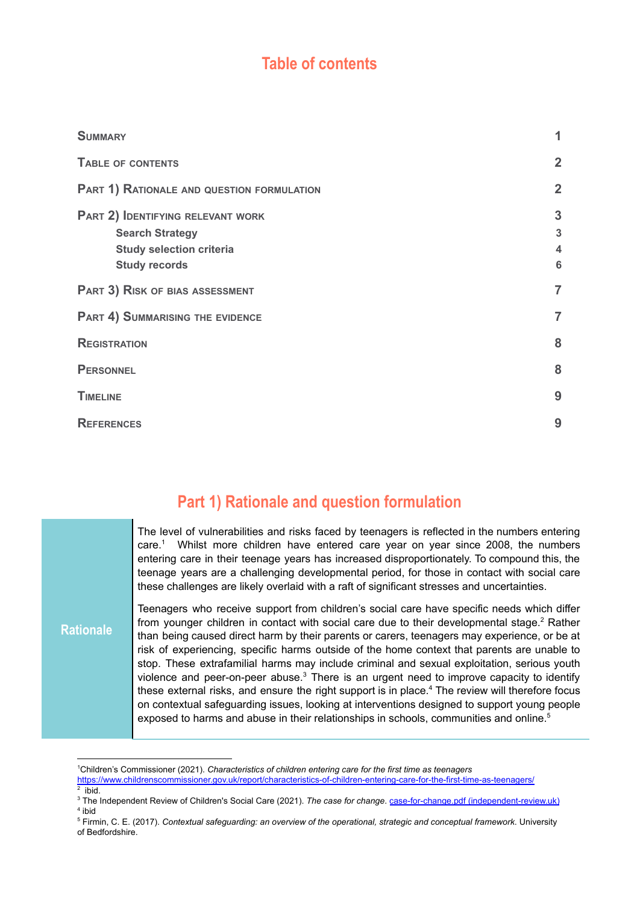## Table of contents

| | |
|---|---|
| Summary | 1 |
| Table of contents | 2 |
| Part 1) Rationale and question formulation | 2 |
| Part 2) Identifying relevant work | 3 |
| Search Strategy | 3 |
| Study selection criteria | 4 |
| Study records | 6 |
| Part 3) Risk of bias assessment | 7 |
| Part 4) Summarising the evidence | 7 |
| Registration | 8 |
| Personnel | 8 |
| Timeline | 9 |
| References | 9 |

## Part 1) Rationale and question formulation

| | |
|---|---|
| **Rationale** | The level of vulnerabilities and risks faced by teenagers is reflected in the numbers entering care.[1] Whilst more children have entered care year on year since 2008, the numbers entering care in their teenage years has increased disproportionately. To compound this, the teenage years are a challenging developmental period, for those in contact with social care these challenges are likely overlaid with a raft of significant stresses and uncertainties.<br><br>Teenagers who receive support from children's social care have specific needs which differ from younger children in contact with social care due to their developmental stage.[2] Rather than being caused direct harm by their parents or carers, teenagers may experience, or be at risk of experiencing, specific harms outside of the home context that parents are unable to stop. These extrafamilial harms may include criminal and sexual exploitation, serious youth violence and peer-on-peer abuse.[3] There is an urgent need to improve capacity to identify these external risks, and ensure the right support is in place.[4] The review will therefore focus on contextual safeguarding issues, looking at interventions designed to support young people exposed to harms and abuse in their relationships in schools, communities and online.[5] |

[1] Children's Commissioner (2021). *Characteristics of children entering care for the first time as teenagers* https://www.childrenscommissioner.gov.uk/report/characteristics-of-children-entering-care-for-the-first-time-as-teenagers/

[2] ibid.

[3] The Independent Review of Children's Social Care (2021). *The case for change*. case-for-change.pdf (independent-review.uk)

[4] ibid

[5] Firmin, C. E. (2017). *Contextual safeguarding: an overview of the operational, strategic and conceptual framework.* University of Bedfordshire.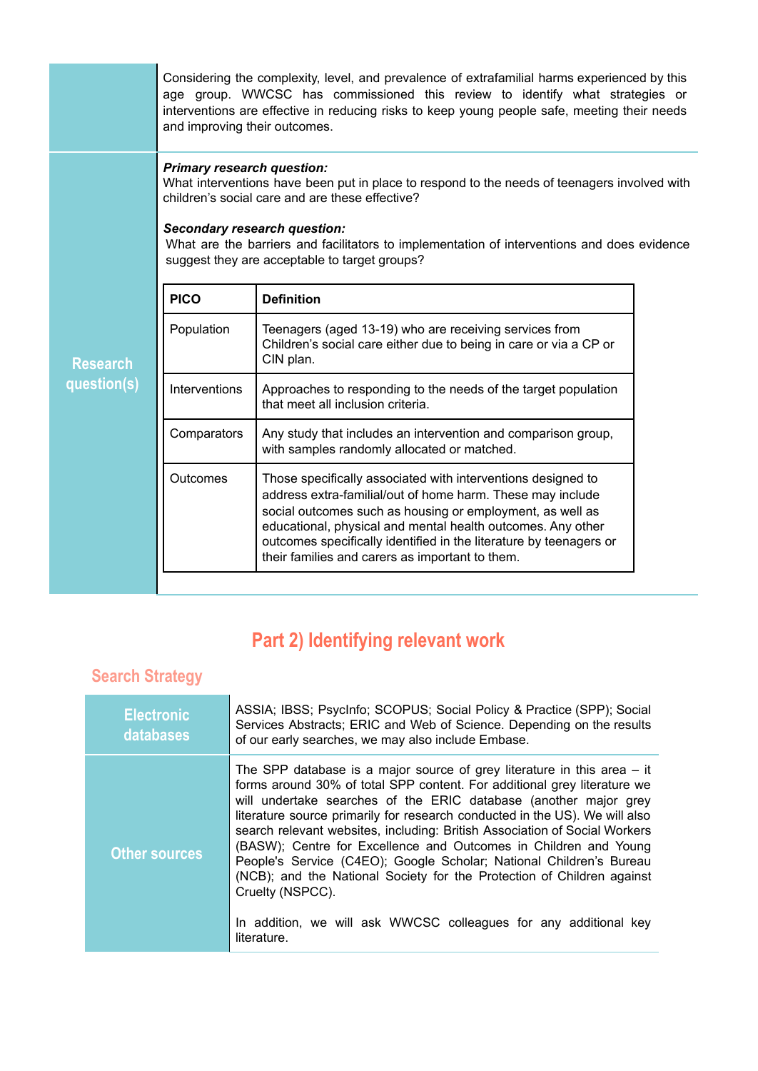Considering the complexity, level, and prevalence of extrafamilial harms experienced by this age group. WWCSC has commissioned this review to identify what strategies or interventions are effective in reducing risks to keep young people safe, meeting their needs and improving their outcomes.

**Research question(s)**

***Primary research question:***
What interventions have been put in place to respond to the needs of teenagers involved with children's social care and are these effective?

***Secondary research question:***
What are the barriers and facilitators to implementation of interventions and does evidence suggest they are acceptable to target groups?

| PICO | Definition |
|---|---|
| Population | Teenagers (aged 13-19) who are receiving services from Children's social care either due to being in care or via a CP or CIN plan. |
| Interventions | Approaches to responding to the needs of the target population that meet all inclusion criteria. |
| Comparators | Any study that includes an intervention and comparison group, with samples randomly allocated or matched. |
| Outcomes | Those specifically associated with interventions designed to address extra-familial/out of home harm. These may include social outcomes such as housing or employment, as well as educational, physical and mental health outcomes. Any other outcomes specifically identified in the literature by teenagers or their families and carers as important to them. |

## Part 2) Identifying relevant work

### Search Strategy

**Electronic databases**

ASSIA; IBSS; PsycInfo; SCOPUS; Social Policy & Practice (SPP); Social Services Abstracts; ERIC and Web of Science. Depending on the results of our early searches, we may also include Embase.

**Other sources**

The SPP database is a major source of grey literature in this area – it forms around 30% of total SPP content. For additional grey literature we will undertake searches of the ERIC database (another major grey literature source primarily for research conducted in the US). We will also search relevant websites, including: British Association of Social Workers (BASW); Centre for Excellence and Outcomes in Children and Young People's Service (C4EO); Google Scholar; National Children's Bureau (NCB); and the National Society for the Protection of Children against Cruelty (NSPCC).

In addition, we will ask WWCSC colleagues for any additional key literature.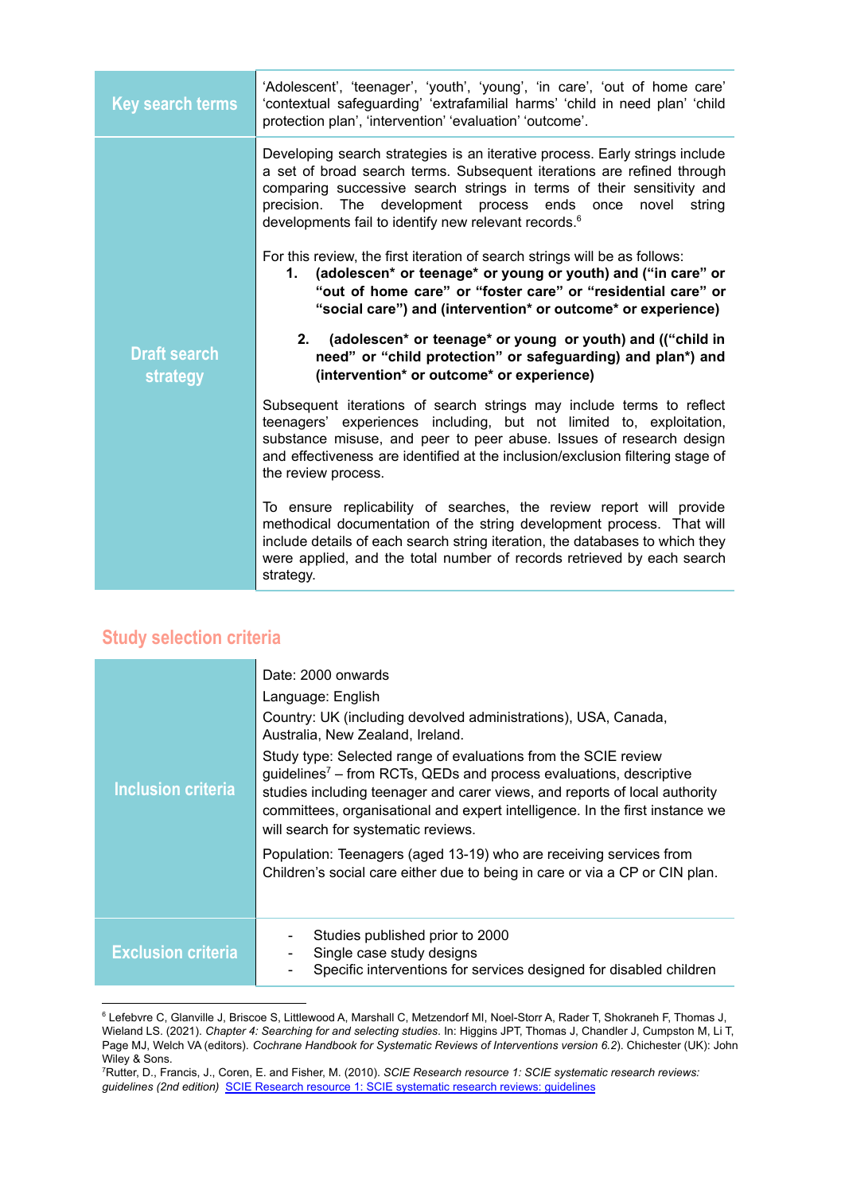| Key search terms | 'Adolescent', 'teenager', 'youth', 'young', 'in care', 'out of home care' 'contextual safeguarding' 'extrafamilial harms' 'child in need plan' 'child protection plan', 'intervention' 'evaluation' 'outcome'. |
|---|---|
| Draft search strategy | Developing search strategies is an iterative process. Early strings include a set of broad search terms. Subsequent iterations are refined through comparing successive search strings in terms of their sensitivity and precision. The development process ends once novel string developments fail to identify new relevant records.[6]<br><br>For this review, the first iteration of search strings will be as follows:<br>**1. (adolescen* or teenage* or young or youth) and ("in care" or "out of home care" or "foster care" or "residential care" or "social care") and (intervention* or outcome* or experience)**<br>**2. (adolescen* or teenage* or young or youth) and (("child in need" or "child protection" or safeguarding) and plan*) and (intervention* or outcome* or experience)**<br><br>Subsequent iterations of search strings may include terms to reflect teenagers' experiences including, but not limited to, exploitation, substance misuse, and peer to peer abuse. Issues of research design and effectiveness are identified at the inclusion/exclusion filtering stage of the review process.<br><br>To ensure replicability of searches, the review report will provide methodical documentation of the string development process. That will include details of each search string iteration, the databases to which they were applied, and the total number of records retrieved by each search strategy. |

## Study selection criteria

| Inclusion criteria | Date: 2000 onwards<br>Language: English<br>Country: UK (including devolved administrations), USA, Canada, Australia, New Zealand, Ireland.<br>Study type: Selected range of evaluations from the SCIE review guidelines[7] – from RCTs, QEDs and process evaluations, descriptive studies including teenager and carer views, and reports of local authority committees, organisational and expert intelligence. In the first instance we will search for systematic reviews.<br>Population: Teenagers (aged 13-19) who are receiving services from Children's social care either due to being in care or via a CP or CIN plan. |
|---|---|
| Exclusion criteria | - Studies published prior to 2000<br>- Single case study designs<br>- Specific interventions for services designed for disabled children |

---

[6] Lefebvre C, Glanville J, Briscoe S, Littlewood A, Marshall C, Metzendorf MI, Noel-Storr A, Rader T, Shokraneh F, Thomas J, Wieland LS. (2021). *Chapter 4: Searching for and selecting studies*. In: Higgins JPT, Thomas J, Chandler J, Cumpston M, Li T, Page MJ, Welch VA (editors). *Cochrane Handbook for Systematic Reviews of Interventions version 6.2*). Chichester (UK): John Wiley & Sons.

[7] Rutter, D., Francis, J., Coren, E. and Fisher, M. (2010). *SCIE Research resource 1: SCIE systematic research reviews: guidelines (2nd edition)* SCIE Research resource 1: SCIE systematic research reviews: guidelines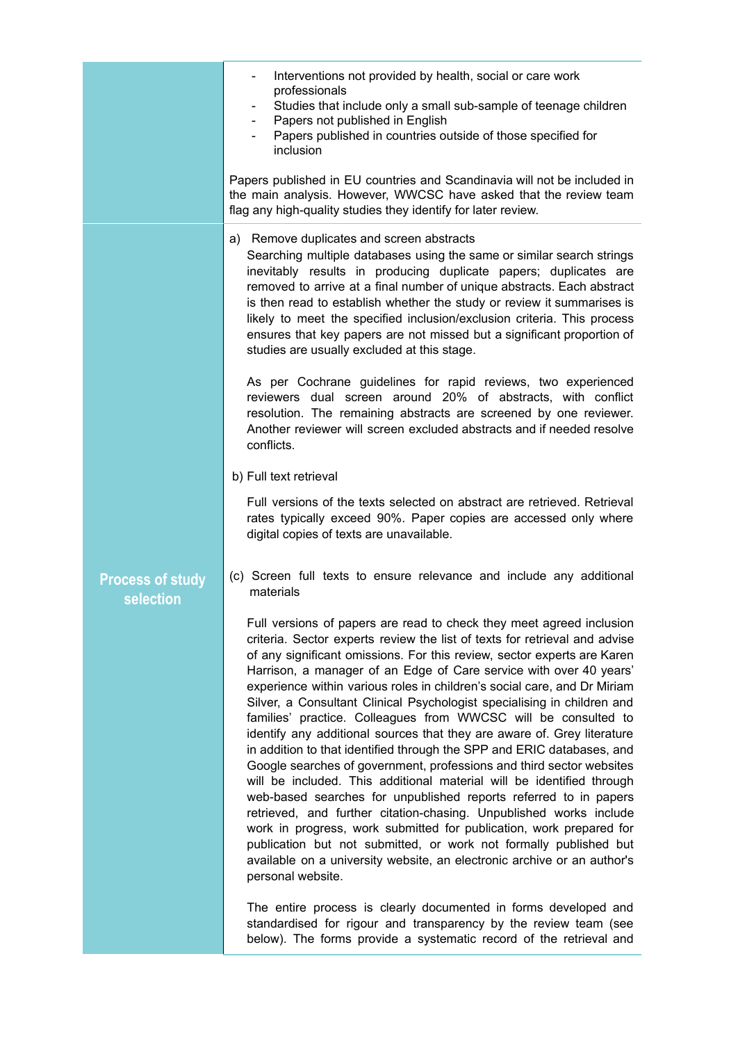| | |
|---|---|
| | - Interventions not provided by health, social or care work professionals<br>- Studies that include only a small sub-sample of teenage children<br>- Papers not published in English<br>- Papers published in countries outside of those specified for inclusion<br><br>Papers published in EU countries and Scandinavia will not be included in the main analysis. However, WWCSC have asked that the review team flag any high-quality studies they identify for later review. |
| **Process of study selection** | a) Remove duplicates and screen abstracts<br>Searching multiple databases using the same or similar search strings inevitably results in producing duplicate papers; duplicates are removed to arrive at a final number of unique abstracts. Each abstract is then read to establish whether the study or review it summarises is likely to meet the specified inclusion/exclusion criteria. This process ensures that key papers are not missed but a significant proportion of studies are usually excluded at this stage.<br><br>As per Cochrane guidelines for rapid reviews, two experienced reviewers dual screen around 20% of abstracts, with conflict resolution. The remaining abstracts are screened by one reviewer. Another reviewer will screen excluded abstracts and if needed resolve conflicts.<br><br>b) Full text retrieval<br><br>Full versions of the texts selected on abstract are retrieved. Retrieval rates typically exceed 90%. Paper copies are accessed only where digital copies of texts are unavailable.<br><br>(c) Screen full texts to ensure relevance and include any additional materials<br><br>Full versions of papers are read to check they meet agreed inclusion criteria. Sector experts review the list of texts for retrieval and advise of any significant omissions. For this review, sector experts are Karen Harrison, a manager of an Edge of Care service with over 40 years' experience within various roles in children's social care, and Dr Miriam Silver, a Consultant Clinical Psychologist specialising in children and families' practice. Colleagues from WWCSC will be consulted to identify any additional sources that they are aware of. Grey literature in addition to that identified through the SPP and ERIC databases, and Google searches of government, professions and third sector websites will be included. This additional material will be identified through web-based searches for unpublished reports referred to in papers retrieved, and further citation-chasing. Unpublished works include work in progress, work submitted for publication, work prepared for publication but not submitted, or work not formally published but available on a university website, an electronic archive or an author's personal website.<br><br>The entire process is clearly documented in forms developed and standardised for rigour and transparency by the review team (see below). The forms provide a systematic record of the retrieval and |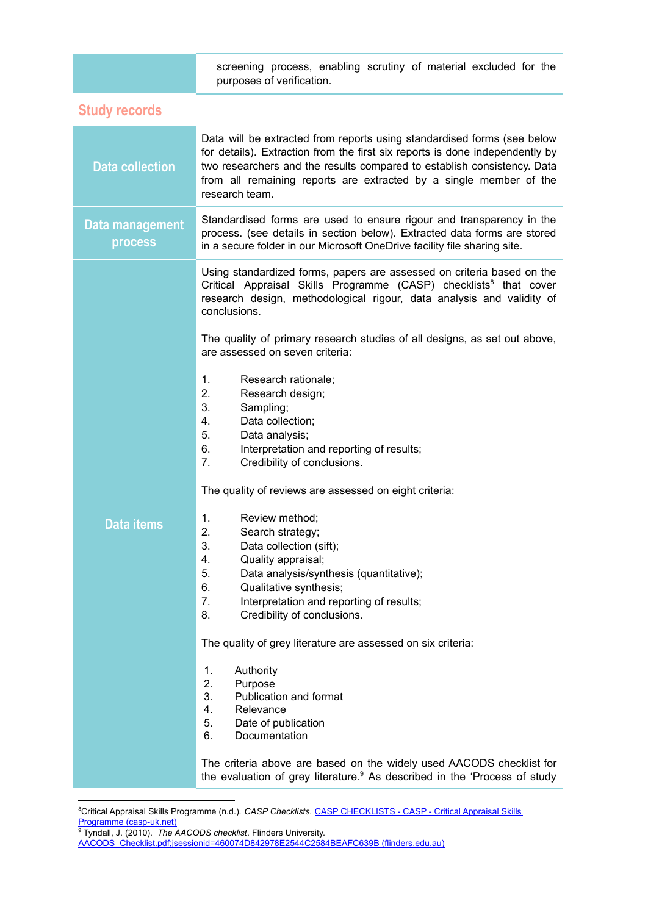| | |
|---|---|
| | screening process, enabling scrutiny of material excluded for the purposes of verification. |

## Study records

| | |
|---|---|
| **Data collection** | Data will be extracted from reports using standardised forms (see below for details). Extraction from the first six reports is done independently by two researchers and the results compared to establish consistency. Data from all remaining reports are extracted by a single member of the research team. |
| **Data management process** | Standardised forms are used to ensure rigour and transparency in the process. (see details in section below). Extracted data forms are stored in a secure folder in our Microsoft OneDrive facility file sharing site. |
| **Data items** | Using standardized forms, papers are assessed on criteria based on the Critical Appraisal Skills Programme (CASP) checklists[8] that cover research design, methodological rigour, data analysis and validity of conclusions.<br><br>The quality of primary research studies of all designs, as set out above, are assessed on seven criteria:<br><br>1. Research rationale;<br>2. Research design;<br>3. Sampling;<br>4. Data collection;<br>5. Data analysis;<br>6. Interpretation and reporting of results;<br>7. Credibility of conclusions.<br><br>The quality of reviews are assessed on eight criteria:<br><br>1. Review method;<br>2. Search strategy;<br>3. Data collection (sift);<br>4. Quality appraisal;<br>5. Data analysis/synthesis (quantitative);<br>6. Qualitative synthesis;<br>7. Interpretation and reporting of results;<br>8. Credibility of conclusions.<br><br>The quality of grey literature are assessed on six criteria:<br><br>1. Authority<br>2. Purpose<br>3. Publication and format<br>4. Relevance<br>5. Date of publication<br>6. Documentation<br><br>The criteria above are based on the widely used AACODS checklist for the evaluation of grey literature.[9] As described in the 'Process of study |

[8] Critical Appraisal Skills Programme (n.d.). *CASP Checklists.* CASP CHECKLISTS - CASP - Critical Appraisal Skills Programme (casp-uk.net)

[9] Tyndall, J. (2010). *The AACODS checklist*. Flinders University. AACODS_Checklist.pdf;jsessionid=460074D842978E2544C2584BEAFC639B (flinders.edu.au)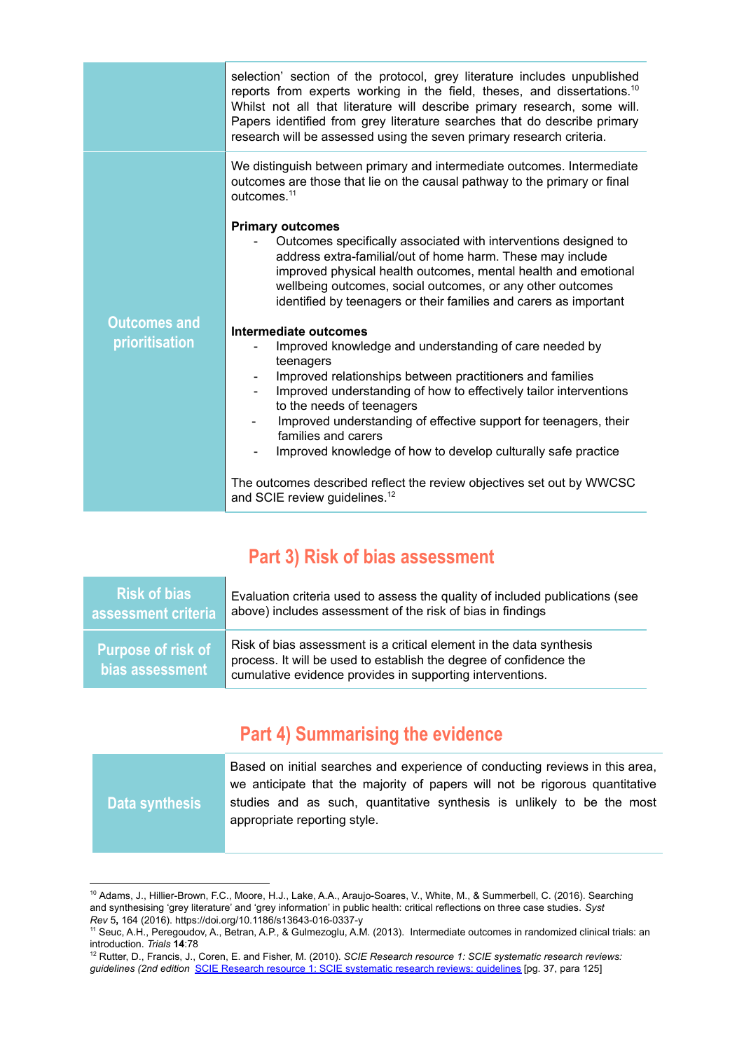| | |
|---|---|
| | selection' section of the protocol, grey literature includes unpublished reports from experts working in the field, theses, and dissertations.[10] Whilst not all that literature will describe primary research, some will. Papers identified from grey literature searches that do describe primary research will be assessed using the seven primary research criteria. |
| **Outcomes and prioritisation** | We distinguish between primary and intermediate outcomes. Intermediate outcomes are those that lie on the causal pathway to the primary or final outcomes.[11]<br><br>**Primary outcomes**<br>- Outcomes specifically associated with interventions designed to address extra-familial/out of home harm. These may include improved physical health outcomes, mental health and emotional wellbeing outcomes, social outcomes, or any other outcomes identified by teenagers or their families and carers as important<br><br>**Intermediate outcomes**<br>- Improved knowledge and understanding of care needed by teenagers<br>- Improved relationships between practitioners and families<br>- Improved understanding of how to effectively tailor interventions to the needs of teenagers<br>- Improved understanding of effective support for teenagers, their families and carers<br>- Improved knowledge of how to develop culturally safe practice<br><br>The outcomes described reflect the review objectives set out by WWCSC and SCIE review guidelines.[12] |

## Part 3) Risk of bias assessment

| | |
|---|---|
| **Risk of bias assessment criteria** | Evaluation criteria used to assess the quality of included publications (see above) includes assessment of the risk of bias in findings |
| **Purpose of risk of bias assessment** | Risk of bias assessment is a critical element in the data synthesis process. It will be used to establish the degree of confidence the cumulative evidence provides in supporting interventions. |

## Part 4) Summarising the evidence

| | |
|---|---|
| **Data synthesis** | Based on initial searches and experience of conducting reviews in this area, we anticipate that the majority of papers will not be rigorous quantitative studies and as such, quantitative synthesis is unlikely to be the most appropriate reporting style. |

---

[10] Adams, J., Hillier-Brown, F.C., Moore, H.J., Lake, A.A., Araujo-Soares, V., White, M., & Summerbell, C. (2016). Searching and synthesising 'grey literature' and 'grey information' in public health: critical reflections on three case studies. *Syst Rev* 5, 164 (2016). https://doi.org/10.1186/s13643-016-0337-y

[11] Seuc, A.H., Peregoudov, A., Betran, A.P., & Gulmezoglu, A.M. (2013). Intermediate outcomes in randomized clinical trials: an introduction. *Trials* **14**:78

[12] Rutter, D., Francis, J., Coren, E. and Fisher, M. (2010). *SCIE Research resource 1: SCIE systematic research reviews: guidelines (2nd edition* [SCIE Research resource 1: SCIE systematic research reviews: guidelines] [pg. 37, para 125]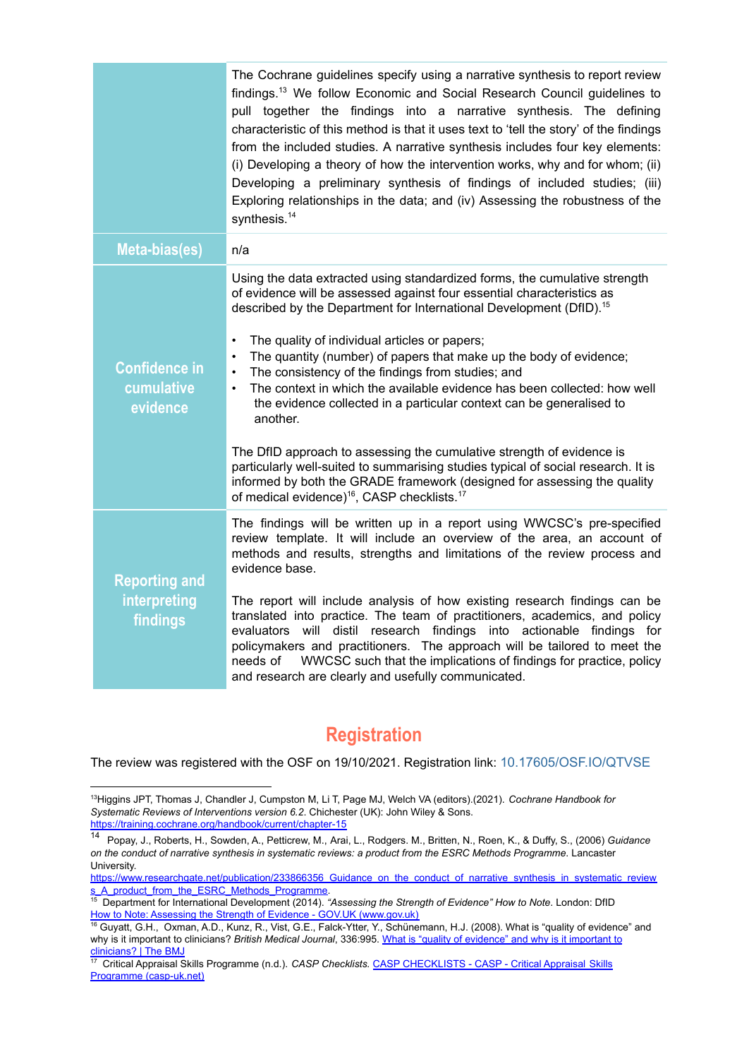| | |
|---|---|
| | The Cochrane guidelines specify using a narrative synthesis to report review findings.[13] We follow Economic and Social Research Council guidelines to pull together the findings into a narrative synthesis. The defining characteristic of this method is that it uses text to 'tell the story' of the findings from the included studies. A narrative synthesis includes four key elements: (i) Developing a theory of how the intervention works, why and for whom; (ii) Developing a preliminary synthesis of findings of included studies; (iii) Exploring relationships in the data; and (iv) Assessing the robustness of the synthesis.[14] |
| **Meta-bias(es)** | n/a |
| **Confidence in cumulative evidence** | Using the data extracted using standardized forms, the cumulative strength of evidence will be assessed against four essential characteristics as described by the Department for International Development (DfID).[15]<br><br>• The quality of individual articles or papers;<br>• The quantity (number) of papers that make up the body of evidence;<br>• The consistency of the findings from studies; and<br>• The context in which the available evidence has been collected: how well the evidence collected in a particular context can be generalised to another.<br><br>The DfID approach to assessing the cumulative strength of evidence is particularly well-suited to summarising studies typical of social research. It is informed by both the GRADE framework (designed for assessing the quality of medical evidence)[16], CASP checklists.[17] |
| **Reporting and interpreting findings** | The findings will be written up in a report using WWCSC's pre-specified review template. It will include an overview of the area, an account of methods and results, strengths and limitations of the review process and evidence base.<br><br>The report will include analysis of how existing research findings can be translated into practice. The team of practitioners, academics, and policy evaluators will distil research findings into actionable findings for policymakers and practitioners. The approach will be tailored to meet the needs of WWCSC such that the implications of findings for practice, policy and research are clearly and usefully communicated. |

## Registration

The review was registered with the OSF on 19/10/2021. Registration link: 10.17605/OSF.IO/QTVSE

---

[13] Higgins JPT, Thomas J, Chandler J, Cumpston M, Li T, Page MJ, Welch VA (editors).(2021). *Cochrane Handbook for Systematic Reviews of Interventions version 6.2*. Chichester (UK): John Wiley & Sons. https://training.cochrane.org/handbook/current/chapter-15

[14] Popay, J., Roberts, H., Sowden, A., Petticrew, M., Arai, L., Rodgers. M., Britten, N., Roen, K., & Duffy, S., (2006) *Guidance on the conduct of narrative synthesis in systematic reviews: a product from the ESRC Methods Programme*. Lancaster University. https://www.researchgate.net/publication/233866356_Guidance_on_the_conduct_of_narrative_synthesis_in_systematic_reviews_A_product_from_the_ESRC_Methods_Programme.

[15] Department for International Development (2014). *"Assessing the Strength of Evidence" How to Note*. London: DfID How to Note: Assessing the Strength of Evidence - GOV.UK (www.gov.uk)

[16] Guyatt, G.H., Oxman, A.D., Kunz, R., Vist, G.E., Falck-Ytter, Y., Schünemann, H.J. (2008). What is "quality of evidence" and why is it important to clinicians? *British Medical Journal*, 336:995. What is "quality of evidence" and why is it important to clinicians? | The BMJ

[17] Critical Appraisal Skills Programme (n.d.). *CASP Checklists*. CASP CHECKLISTS - CASP - Critical Appraisal Skills Programme (casp-uk.net)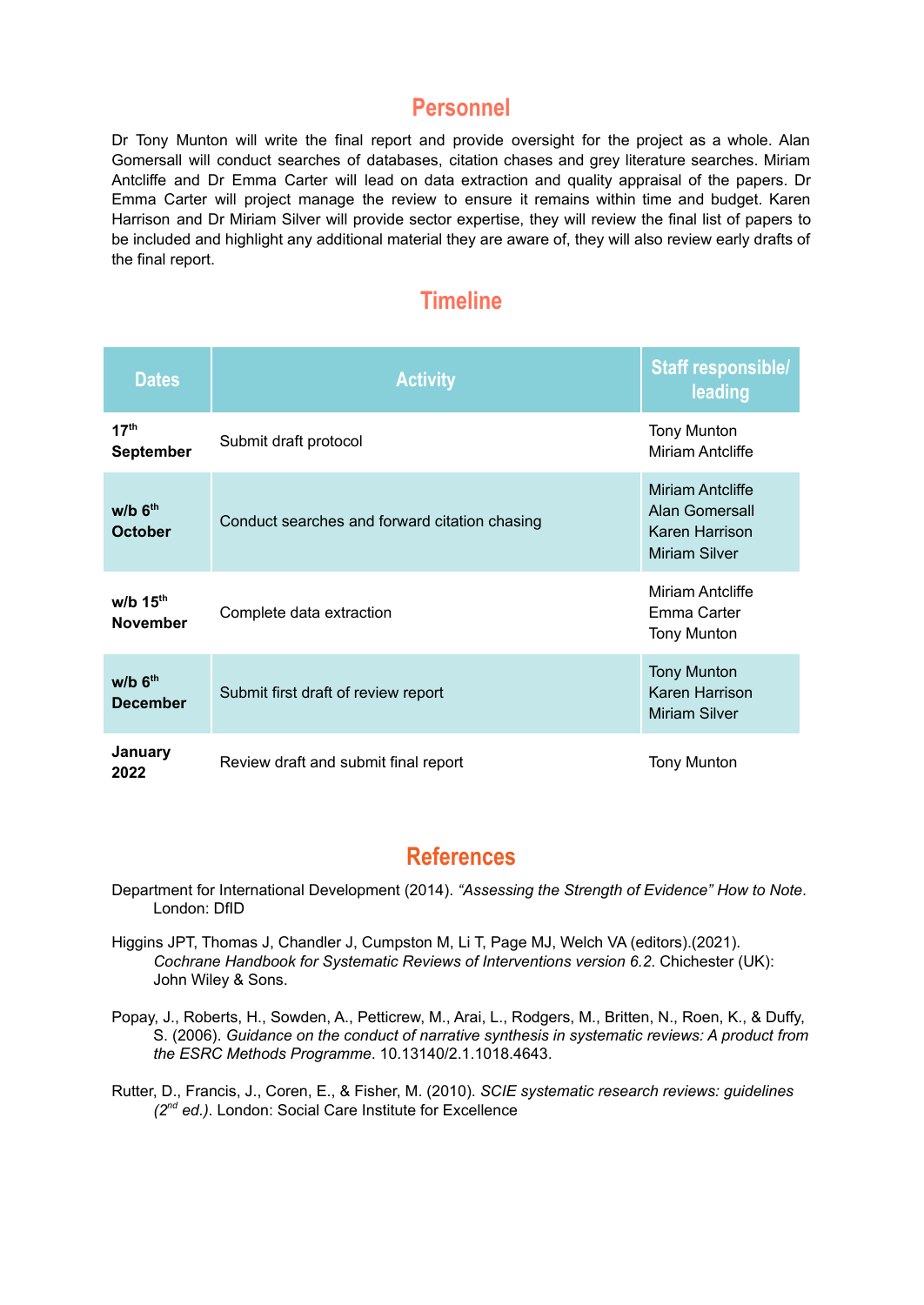## Personnel

Dr Tony Munton will write the final report and provide oversight for the project as a whole. Alan Gomersall will conduct searches of databases, citation chases and grey literature searches. Miriam Antcliffe and Dr Emma Carter will lead on data extraction and quality appraisal of the papers. Dr Emma Carter will project manage the review to ensure it remains within time and budget. Karen Harrison and Dr Miriam Silver will provide sector expertise, they will review the final list of papers to be included and highlight any additional material they are aware of, they will also review early drafts of the final report.

## Timeline

| Dates | Activity | Staff responsible/ leading |
|---|---|---|
| **17th September** | Submit draft protocol | Tony Munton<br>Miriam Antcliffe |
| **w/b 6th October** | Conduct searches and forward citation chasing | Miriam Antcliffe<br>Alan Gomersall<br>Karen Harrison<br>Miriam Silver |
| **w/b 15th November** | Complete data extraction | Miriam Antcliffe<br>Emma Carter<br>Tony Munton |
| **w/b 6th December** | Submit first draft of review report | Tony Munton<br>Karen Harrison<br>Miriam Silver |
| **January 2022** | Review draft and submit final report | Tony Munton |

## References

Department for International Development (2014). *"Assessing the Strength of Evidence" How to Note.* London: DfID

Higgins JPT, Thomas J, Chandler J, Cumpston M, Li T, Page MJ, Welch VA (editors).(2021). *Cochrane Handbook for Systematic Reviews of Interventions version 6.2.* Chichester (UK): John Wiley & Sons.

Popay, J., Roberts, H., Sowden, A., Petticrew, M., Arai, L., Rodgers, M., Britten, N., Roen, K., & Duffy, S. (2006). *Guidance on the conduct of narrative synthesis in systematic reviews: A product from the ESRC Methods Programme*. 10.13140/2.1.1018.4643.

Rutter, D., Francis, J., Coren, E., & Fisher, M. (2010). *SCIE systematic research reviews: guidelines (2nd ed.)*. London: Social Care Institute for Excellence